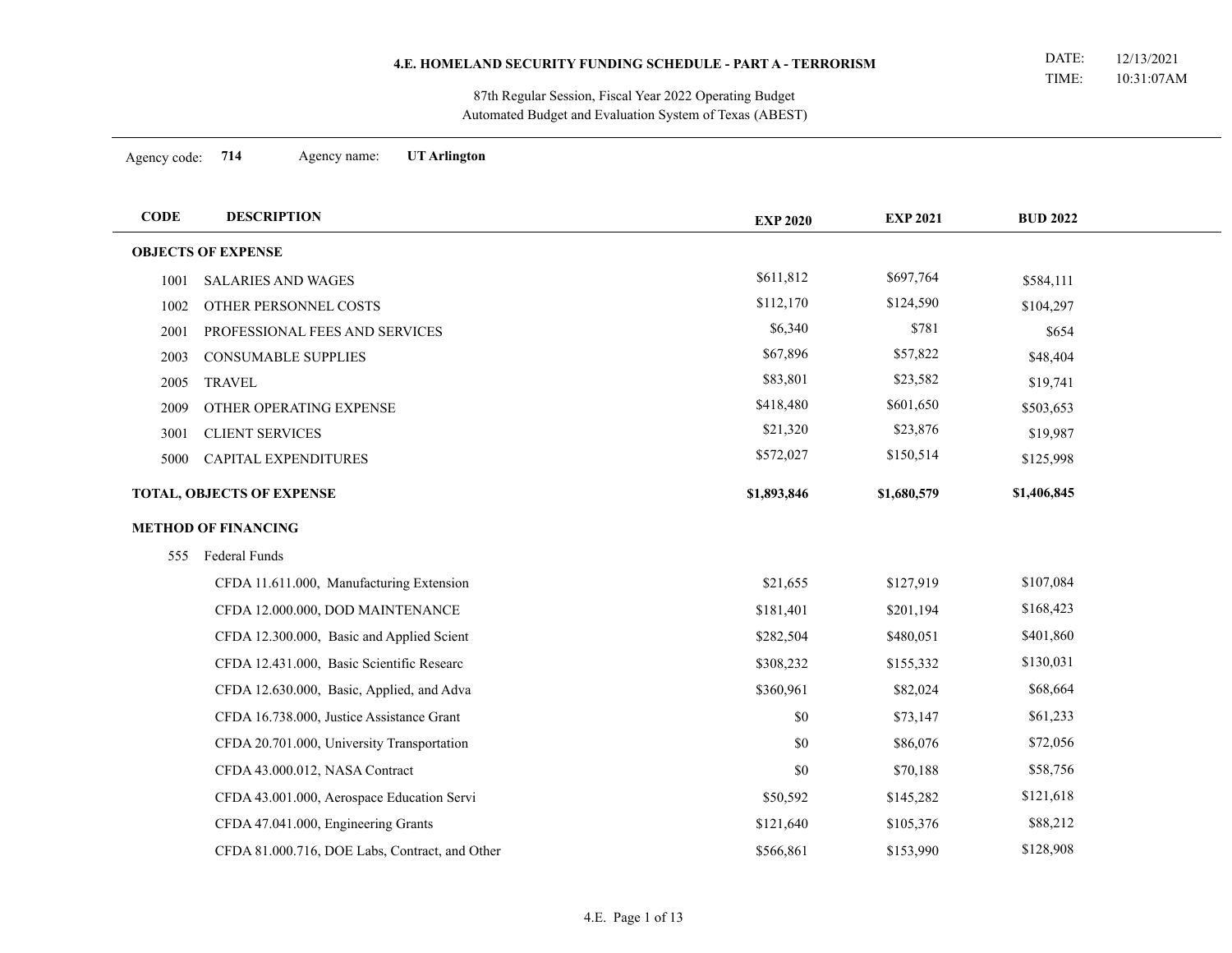# 4.E. HOMELAND SECURITY FUNDING SCHEDULE - PART A - TERRORISM

DATE: 12/13/2021
TIME: 10:31:07AM

87th Regular Session, Fiscal Year 2022 Operating Budget
Automated Budget and Evaluation System of Texas (ABEST)

Agency code: **714** Agency name: **UT Arlington**

| CODE | DESCRIPTION | EXP 2020 | EXP 2021 | BUD 2022 |
|---|---|---|---|---|
| **OBJECTS OF EXPENSE** | | | | |
| 1001 | SALARIES AND WAGES | $611,812 | $697,764 | $584,111 |
| 1002 | OTHER PERSONNEL COSTS | $112,170 | $124,590 | $104,297 |
| 2001 | PROFESSIONAL FEES AND SERVICES | $6,340 | $781 | $654 |
| 2003 | CONSUMABLE SUPPLIES | $67,896 | $57,822 | $48,404 |
| 2005 | TRAVEL | $83,801 | $23,582 | $19,741 |
| 2009 | OTHER OPERATING EXPENSE | $418,480 | $601,650 | $503,653 |
| 3001 | CLIENT SERVICES | $21,320 | $23,876 | $19,987 |
| 5000 | CAPITAL EXPENDITURES | $572,027 | $150,514 | $125,998 |
| **TOTAL, OBJECTS OF EXPENSE** | | **$1,893,846** | **$1,680,579** | **$1,406,845** |
| **METHOD OF FINANCING** | | | | |
| 555 | Federal Funds | | | |
| | CFDA 11.611.000, Manufacturing Extension | $21,655 | $127,919 | $107,084 |
| | CFDA 12.000.000, DOD MAINTENANCE | $181,401 | $201,194 | $168,423 |
| | CFDA 12.300.000, Basic and Applied Scient | $282,504 | $480,051 | $401,860 |
| | CFDA 12.431.000, Basic Scientific Researc | $308,232 | $155,332 | $130,031 |
| | CFDA 12.630.000, Basic, Applied, and Adva | $360,961 | $82,024 | $68,664 |
| | CFDA 16.738.000, Justice Assistance Grant | $0 | $73,147 | $61,233 |
| | CFDA 20.701.000, University Transportation | $0 | $86,076 | $72,056 |
| | CFDA 43.000.012, NASA Contract | $0 | $70,188 | $58,756 |
| | CFDA 43.001.000, Aerospace Education Servi | $50,592 | $145,282 | $121,618 |
| | CFDA 47.041.000, Engineering Grants | $121,640 | $105,376 | $88,212 |
| | CFDA 81.000.716, DOE Labs, Contract, and Other | $566,861 | $153,990 | $128,908 |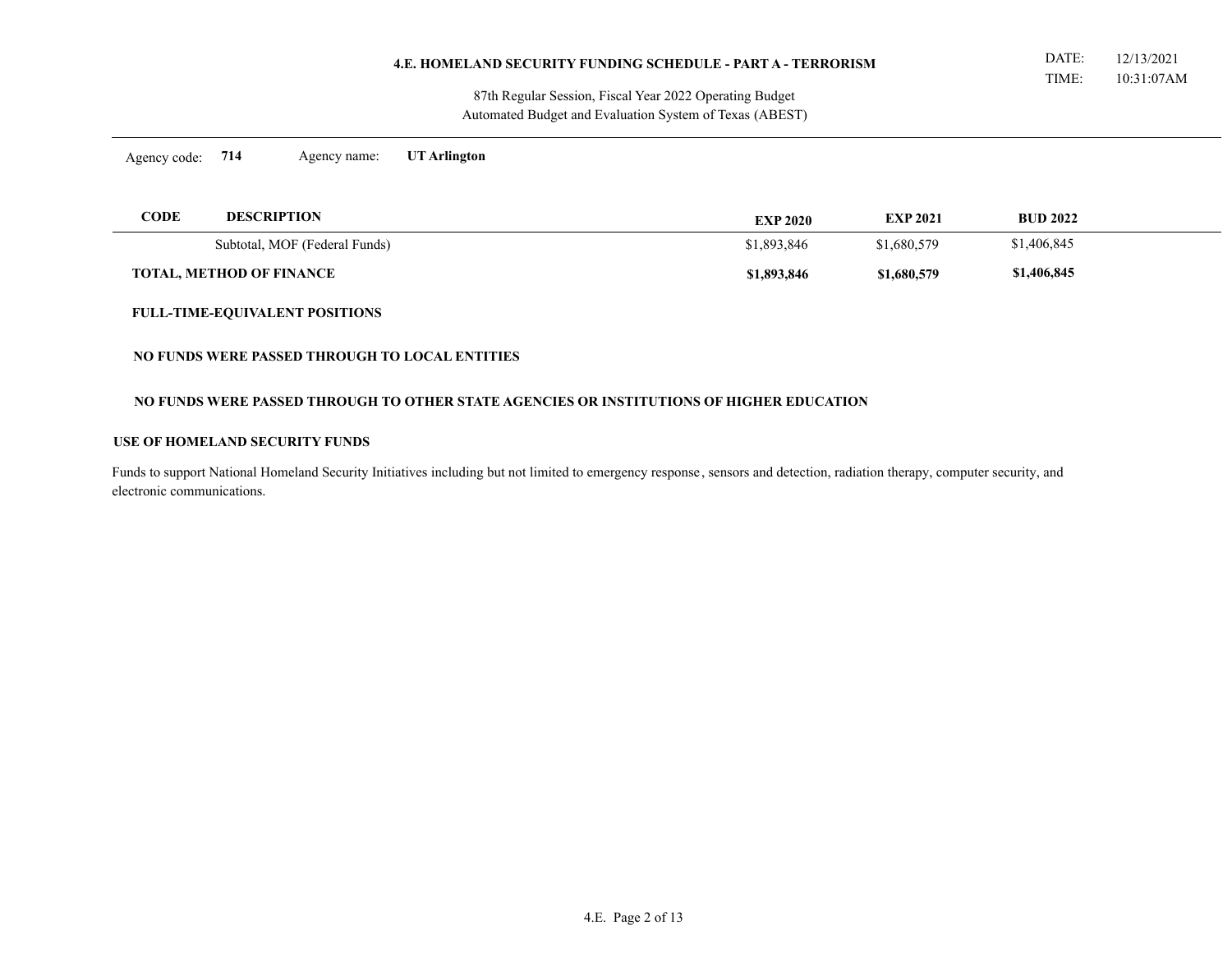# 4.E. HOMELAND SECURITY FUNDING SCHEDULE - PART A - TERRORISM

87th Regular Session, Fiscal Year 2022 Operating Budget
Automated Budget and Evaluation System of Texas (ABEST)

Agency code: **714** Agency name: **UT Arlington**

| CODE | DESCRIPTION | EXP 2020 | EXP 2021 | BUD 2022 |
|---|---|---|---|---|
| | Subtotal, MOF (Federal Funds) | $1,893,846 | $1,680,579 | $1,406,845 |
| | **TOTAL, METHOD OF FINANCE** | **$1,893,846** | **$1,680,579** | **$1,406,845** |

**FULL-TIME-EQUIVALENT POSITIONS**

**NO FUNDS WERE PASSED THROUGH TO LOCAL ENTITIES**

**NO FUNDS WERE PASSED THROUGH TO OTHER STATE AGENCIES OR INSTITUTIONS OF HIGHER EDUCATION**

**USE OF HOMELAND SECURITY FUNDS**

Funds to support National Homeland Security Initiatives including but not limited to emergency response, sensors and detection, radiation therapy, computer security, and electronic communications.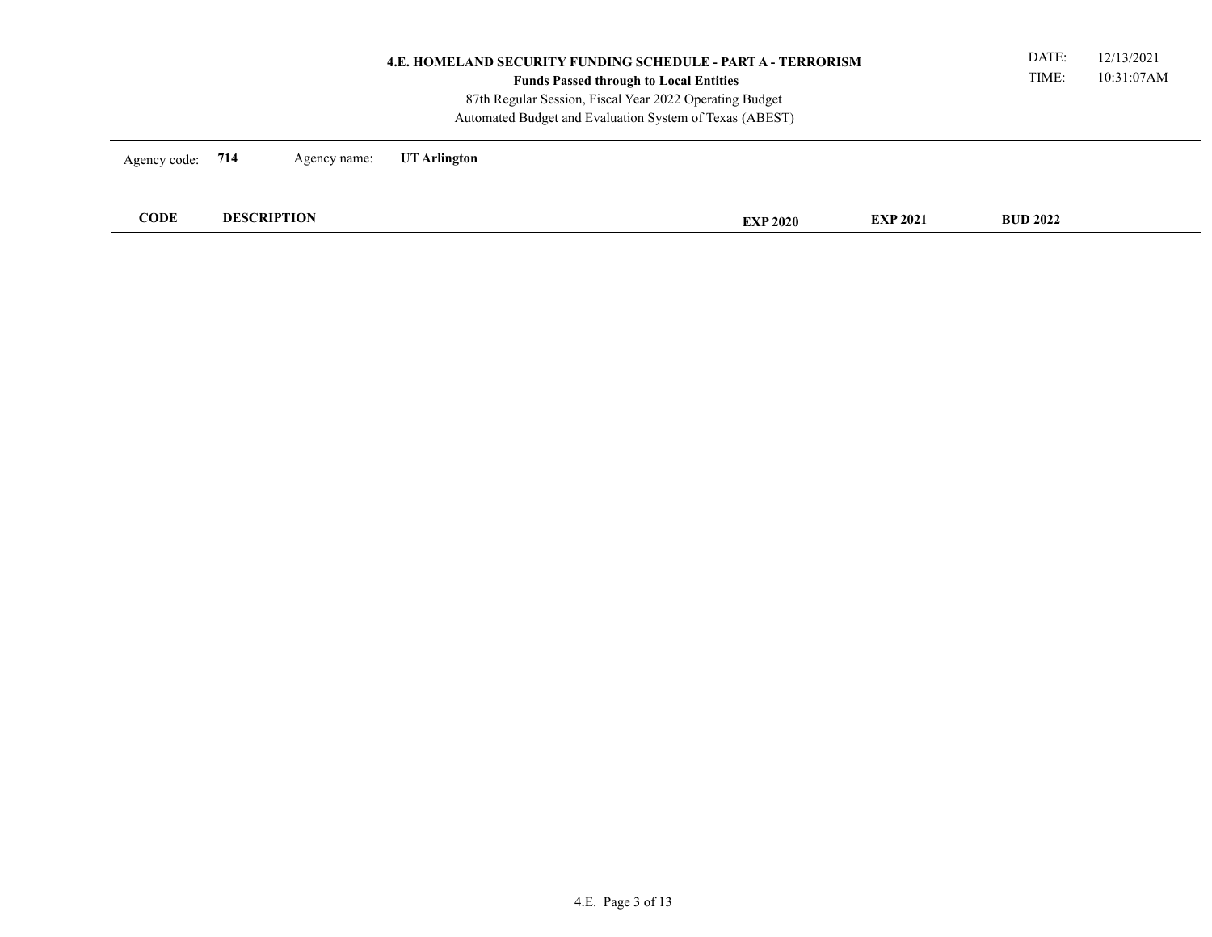# 4.E. HOMELAND SECURITY FUNDING SCHEDULE - PART A - TERRORISM

**Funds Passed through to Local Entities**

87th Regular Session, Fiscal Year 2022 Operating Budget

Automated Budget and Evaluation System of Texas (ABEST)

DATE: 12/13/2021

TIME: 10:31:07AM

Agency code: **714** Agency name: **UT Arlington**

| CODE | DESCRIPTION | EXP 2020 | EXP 2021 | BUD 2022 |
|---|---|---|---|---|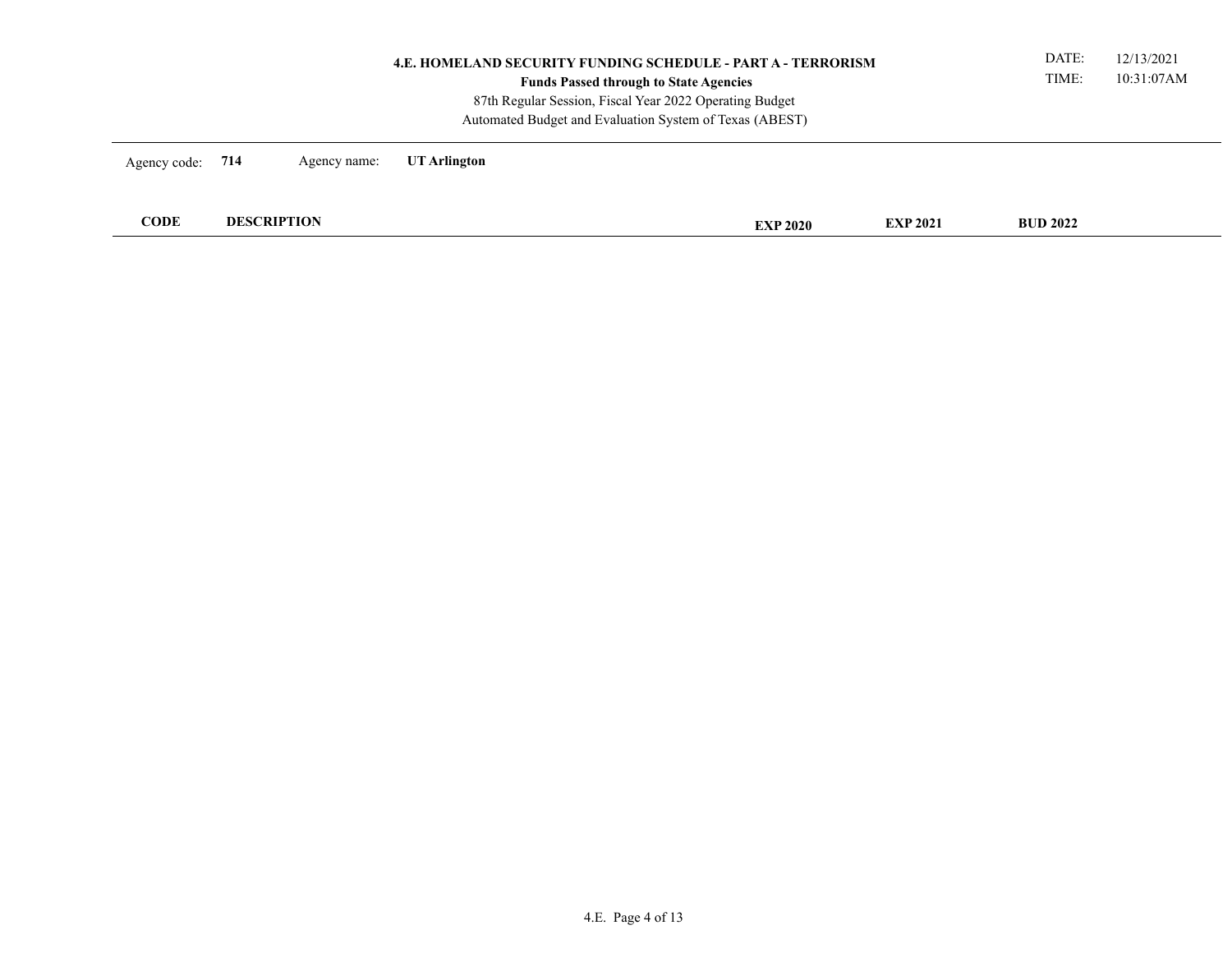# 4.E. HOMELAND SECURITY FUNDING SCHEDULE - PART A - TERRORISM

**Funds Passed through to State Agencies**

87th Regular Session, Fiscal Year 2022 Operating Budget

Automated Budget and Evaluation System of Texas (ABEST)

DATE: 12/13/2021

TIME: 10:31:07AM

Agency code: **714** Agency name: **UT Arlington**

| CODE | DESCRIPTION | EXP 2020 | EXP 2021 | BUD 2022 |
| --- | --- | --- | --- | --- |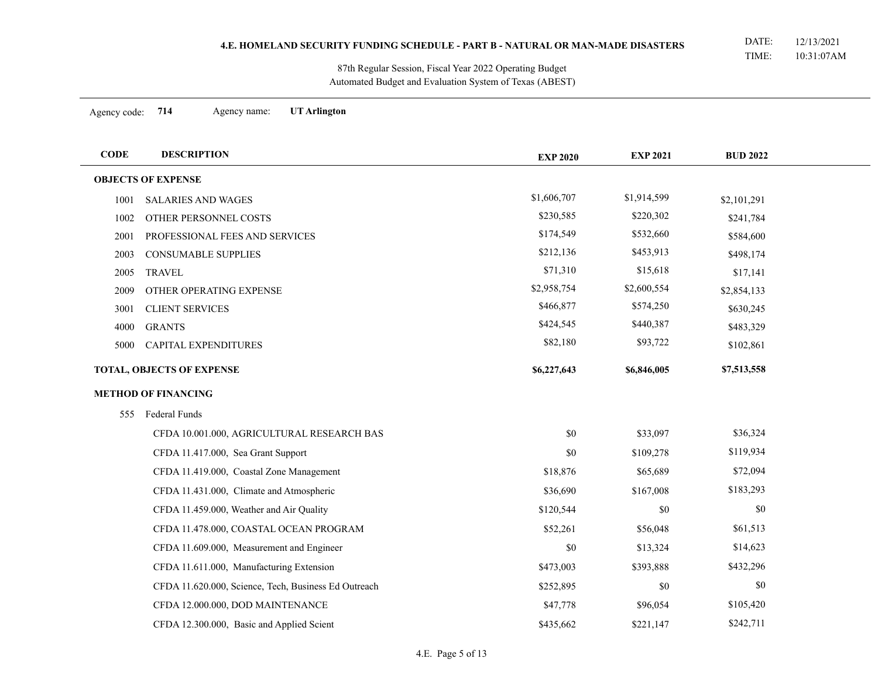## 4.E. HOMELAND SECURITY FUNDING SCHEDULE - PART B - NATURAL OR MAN-MADE DISASTERS

DATE: 12/13/2021
TIME: 10:31:07AM

87th Regular Session, Fiscal Year 2022 Operating Budget
Automated Budget and Evaluation System of Texas (ABEST)

Agency code: **714** Agency name: **UT Arlington**

| CODE | DESCRIPTION | EXP 2020 | EXP 2021 | BUD 2022 |
|---|---|---|---|---|
| **OBJECTS OF EXPENSE** | | | | |
| 1001 | SALARIES AND WAGES | $1,606,707 | $1,914,599 | $2,101,291 |
| 1002 | OTHER PERSONNEL COSTS | $230,585 | $220,302 | $241,784 |
| 2001 | PROFESSIONAL FEES AND SERVICES | $174,549 | $532,660 | $584,600 |
| 2003 | CONSUMABLE SUPPLIES | $212,136 | $453,913 | $498,174 |
| 2005 | TRAVEL | $71,310 | $15,618 | $17,141 |
| 2009 | OTHER OPERATING EXPENSE | $2,958,754 | $2,600,554 | $2,854,133 |
| 3001 | CLIENT SERVICES | $466,877 | $574,250 | $630,245 |
| 4000 | GRANTS | $424,545 | $440,387 | $483,329 |
| 5000 | CAPITAL EXPENDITURES | $82,180 | $93,722 | $102,861 |
| **TOTAL, OBJECTS OF EXPENSE** | | **$6,227,643** | **$6,846,005** | **$7,513,558** |
| **METHOD OF FINANCING** | | | | |
| 555 | Federal Funds | | | |
| | CFDA 10.001.000, AGRICULTURAL RESEARCH BAS | $0 | $33,097 | $36,324 |
| | CFDA 11.417.000, Sea Grant Support | $0 | $109,278 | $119,934 |
| | CFDA 11.419.000, Coastal Zone Management | $18,876 | $65,689 | $72,094 |
| | CFDA 11.431.000, Climate and Atmospheric | $36,690 | $167,008 | $183,293 |
| | CFDA 11.459.000, Weather and Air Quality | $120,544 | $0 | $0 |
| | CFDA 11.478.000, COASTAL OCEAN PROGRAM | $52,261 | $56,048 | $61,513 |
| | CFDA 11.609.000, Measurement and Engineer | $0 | $13,324 | $14,623 |
| | CFDA 11.611.000, Manufacturing Extension | $473,003 | $393,888 | $432,296 |
| | CFDA 11.620.000, Science, Tech, Business Ed Outreach | $252,895 | $0 | $0 |
| | CFDA 12.000.000, DOD MAINTENANCE | $47,778 | $96,054 | $105,420 |
| | CFDA 12.300.000, Basic and Applied Scient | $435,662 | $221,147 | $242,711 |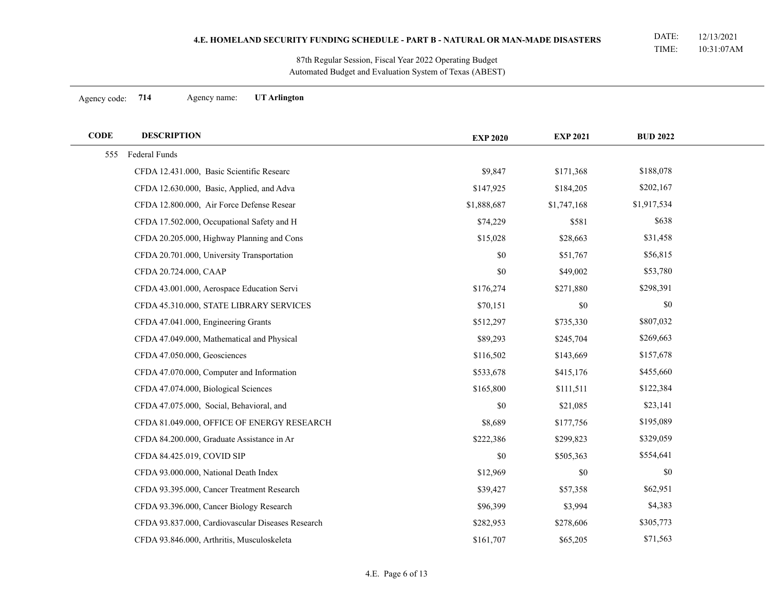# 4.E. HOMELAND SECURITY FUNDING SCHEDULE - PART B - NATURAL OR MAN-MADE DISASTERS

DATE: 12/13/2021
TIME: 10:31:07AM

87th Regular Session, Fiscal Year 2022 Operating Budget
Automated Budget and Evaluation System of Texas (ABEST)

Agency code: **714** Agency name: **UT Arlington**

| CODE | DESCRIPTION | EXP 2020 | EXP 2021 | BUD 2022 |
|---|---|---|---|---|
| 555 | Federal Funds | | | |
| | CFDA 12.431.000, Basic Scientific Researc | $9,847 | $171,368 | $188,078 |
| | CFDA 12.630.000, Basic, Applied, and Adva | $147,925 | $184,205 | $202,167 |
| | CFDA 12.800.000, Air Force Defense Resear | $1,888,687 | $1,747,168 | $1,917,534 |
| | CFDA 17.502.000, Occupational Safety and H | $74,229 | $581 | $638 |
| | CFDA 20.205.000, Highway Planning and Cons | $15,028 | $28,663 | $31,458 |
| | CFDA 20.701.000, University Transportation | $0 | $51,767 | $56,815 |
| | CFDA 20.724.000, CAAP | $0 | $49,002 | $53,780 |
| | CFDA 43.001.000, Aerospace Education Servi | $176,274 | $271,880 | $298,391 |
| | CFDA 45.310.000, STATE LIBRARY SERVICES | $70,151 | $0 | $0 |
| | CFDA 47.041.000, Engineering Grants | $512,297 | $735,330 | $807,032 |
| | CFDA 47.049.000, Mathematical and Physical | $89,293 | $245,704 | $269,663 |
| | CFDA 47.050.000, Geosciences | $116,502 | $143,669 | $157,678 |
| | CFDA 47.070.000, Computer and Information | $533,678 | $415,176 | $455,660 |
| | CFDA 47.074.000, Biological Sciences | $165,800 | $111,511 | $122,384 |
| | CFDA 47.075.000, Social, Behavioral, and | $0 | $21,085 | $23,141 |
| | CFDA 81.049.000, OFFICE OF ENERGY RESEARCH | $8,689 | $177,756 | $195,089 |
| | CFDA 84.200.000, Graduate Assistance in Ar | $222,386 | $299,823 | $329,059 |
| | CFDA 84.425.019, COVID SIP | $0 | $505,363 | $554,641 |
| | CFDA 93.000.000, National Death Index | $12,969 | $0 | $0 |
| | CFDA 93.395.000, Cancer Treatment Research | $39,427 | $57,358 | $62,951 |
| | CFDA 93.396.000, Cancer Biology Research | $96,399 | $3,994 | $4,383 |
| | CFDA 93.837.000, Cardiovascular Diseases Research | $282,953 | $278,606 | $305,773 |
| | CFDA 93.846.000, Arthritis, Musculoskeleta | $161,707 | $65,205 | $71,563 |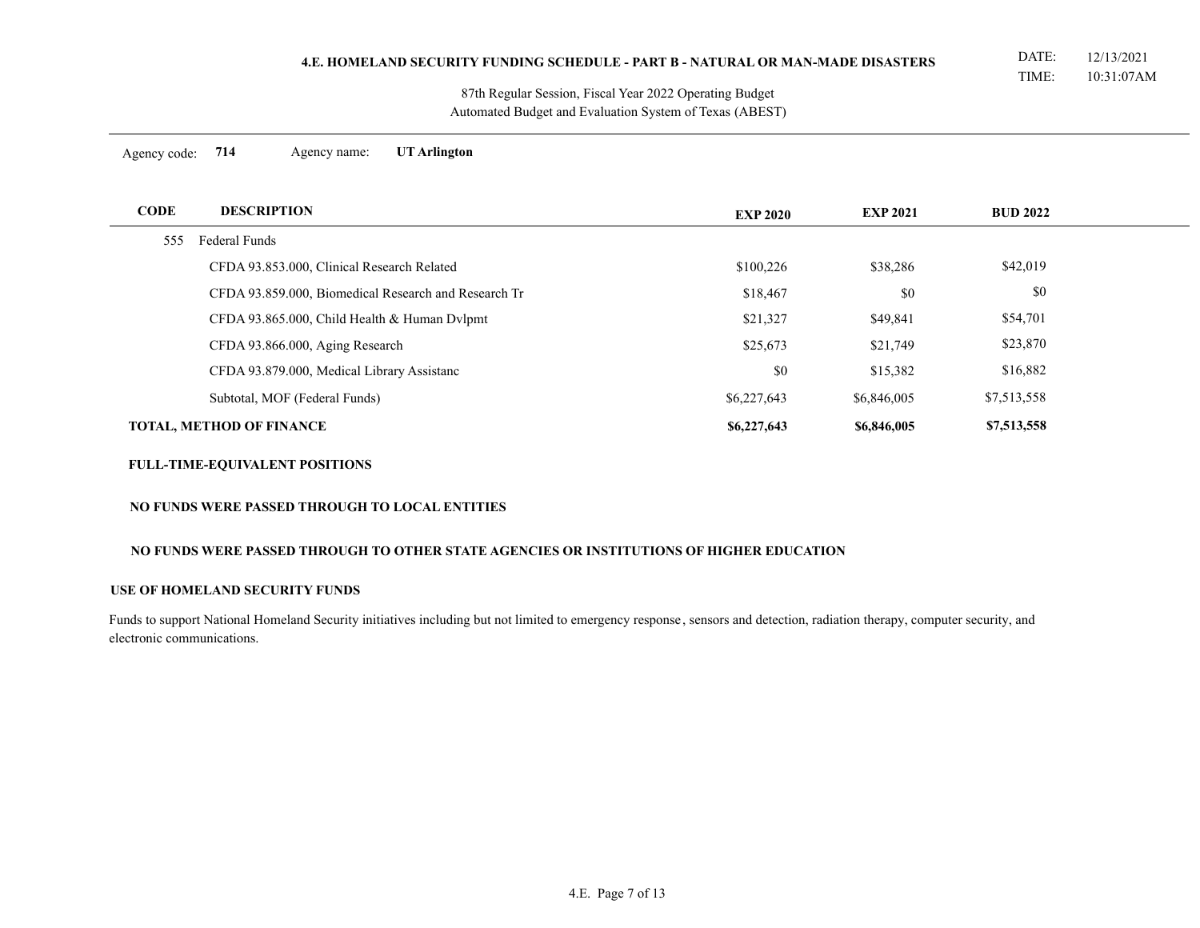# 4.E. HOMELAND SECURITY FUNDING SCHEDULE - PART B - NATURAL OR MAN-MADE DISASTERS

DATE: 12/13/2021
TIME: 10:31:07AM

87th Regular Session, Fiscal Year 2022 Operating Budget
Automated Budget and Evaluation System of Texas (ABEST)

Agency code: **714** Agency name: **UT Arlington**

| CODE | DESCRIPTION | EXP 2020 | EXP 2021 | BUD 2022 |
|---|---|---|---|---|
| 555 | Federal Funds | | | |
| | CFDA 93.853.000, Clinical Research Related | $100,226 | $38,286 | $42,019 |
| | CFDA 93.859.000, Biomedical Research and Research Tr | $18,467 | $0 | $0 |
| | CFDA 93.865.000, Child Health & Human Dvlpmt | $21,327 | $49,841 | $54,701 |
| | CFDA 93.866.000, Aging Research | $25,673 | $21,749 | $23,870 |
| | CFDA 93.879.000, Medical Library Assistanc | $0 | $15,382 | $16,882 |
| | Subtotal, MOF (Federal Funds) | $6,227,643 | $6,846,005 | $7,513,558 |
| **TOTAL, METHOD OF FINANCE** | | **$6,227,643** | **$6,846,005** | **$7,513,558** |

**FULL-TIME-EQUIVALENT POSITIONS**

**NO FUNDS WERE PASSED THROUGH TO LOCAL ENTITIES**

**NO FUNDS WERE PASSED THROUGH TO OTHER STATE AGENCIES OR INSTITUTIONS OF HIGHER EDUCATION**

**USE OF HOMELAND SECURITY FUNDS**

Funds to support National Homeland Security initiatives including but not limited to emergency response, sensors and detection, radiation therapy, computer security, and electronic communications.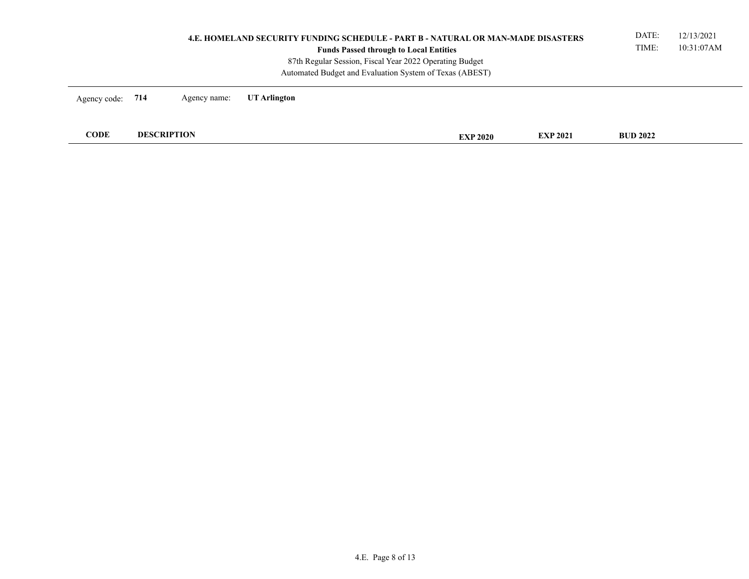# 4.E. HOMELAND SECURITY FUNDING SCHEDULE - PART B - NATURAL OR MAN-MADE DISASTERS

**Funds Passed through to Local Entities**

87th Regular Session, Fiscal Year 2022 Operating Budget

Automated Budget and Evaluation System of Texas (ABEST)

DATE: 12/13/2021
TIME: 10:31:07AM

Agency code: **714** Agency name: **UT Arlington**

| CODE | DESCRIPTION | EXP 2020 | EXP 2021 | BUD 2022 |
|---|---|---|---|---|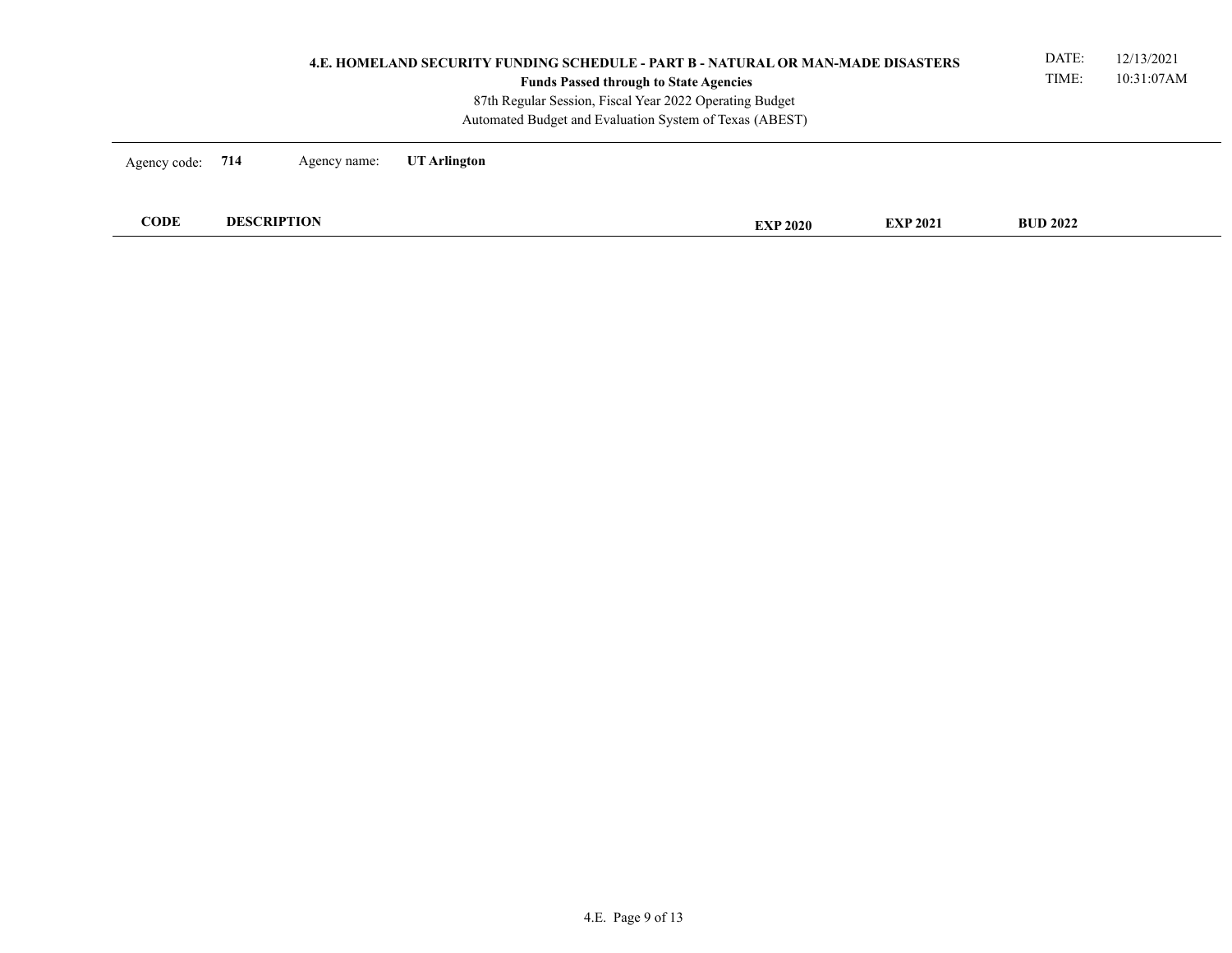# 4.E. HOMELAND SECURITY FUNDING SCHEDULE - PART B - NATURAL OR MAN-MADE DISASTERS

**Funds Passed through to State Agencies**

87th Regular Session, Fiscal Year 2022 Operating Budget

Automated Budget and Evaluation System of Texas (ABEST)

DATE: 12/13/2021

TIME: 10:31:07AM

Agency code: **714** Agency name: **UT Arlington**

| CODE | DESCRIPTION | EXP 2020 | EXP 2021 | BUD 2022 |
|---|---|---|---|---|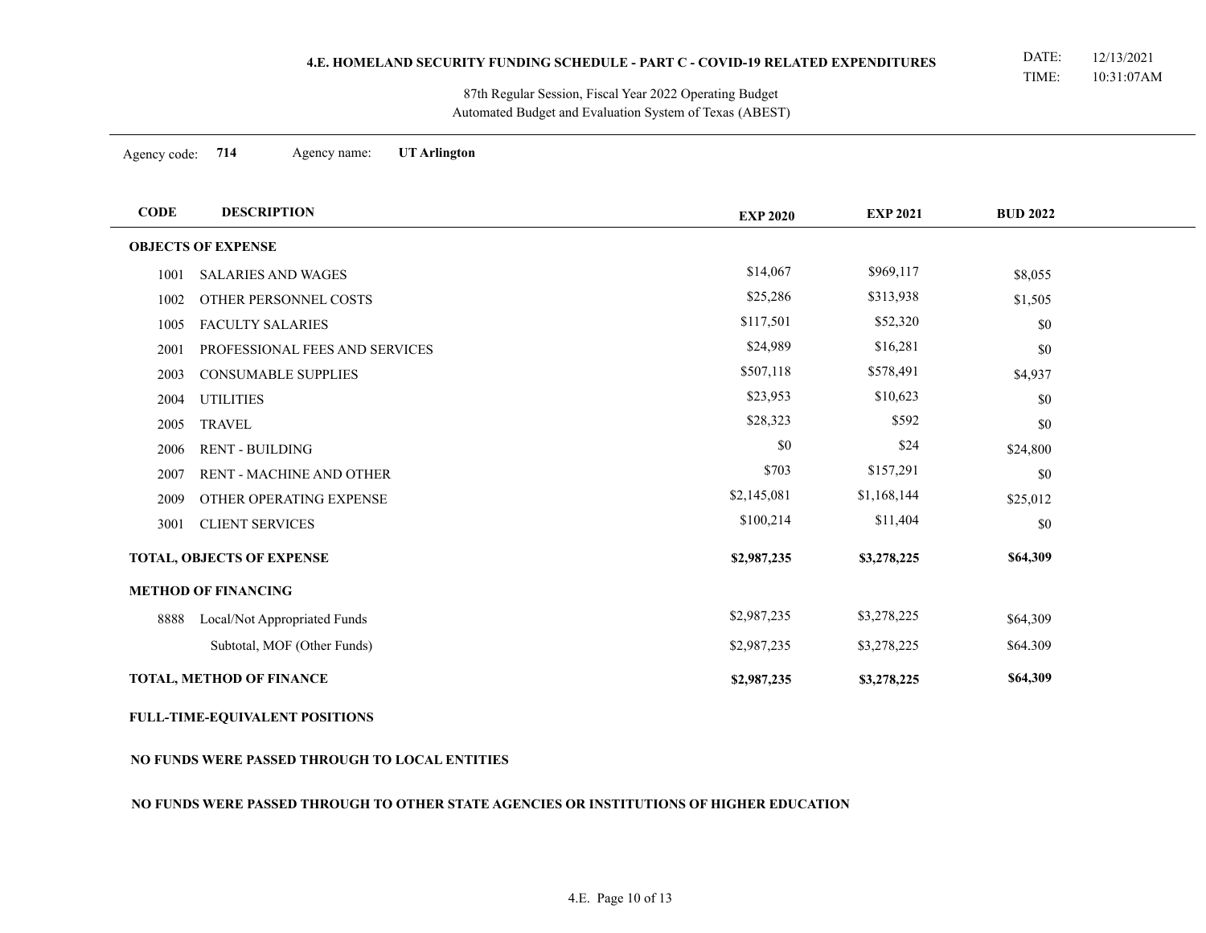# 4.E. HOMELAND SECURITY FUNDING SCHEDULE - PART C - COVID-19 RELATED EXPENDITURES

DATE: 12/13/2021
TIME: 10:31:07AM

87th Regular Session, Fiscal Year 2022 Operating Budget
Automated Budget and Evaluation System of Texas (ABEST)

Agency code: **714** Agency name: **UT Arlington**

| CODE | DESCRIPTION | EXP 2020 | EXP 2021 | BUD 2022 |
|---|---|---|---|---|
| **OBJECTS OF EXPENSE** | | | | |
| 1001 | SALARIES AND WAGES | $14,067 | $969,117 | $8,055 |
| 1002 | OTHER PERSONNEL COSTS | $25,286 | $313,938 | $1,505 |
| 1005 | FACULTY SALARIES | $117,501 | $52,320 | $0 |
| 2001 | PROFESSIONAL FEES AND SERVICES | $24,989 | $16,281 | $0 |
| 2003 | CONSUMABLE SUPPLIES | $507,118 | $578,491 | $4,937 |
| 2004 | UTILITIES | $23,953 | $10,623 | $0 |
| 2005 | TRAVEL | $28,323 | $592 | $0 |
| 2006 | RENT - BUILDING | $0 | $24 | $24,800 |
| 2007 | RENT - MACHINE AND OTHER | $703 | $157,291 | $0 |
| 2009 | OTHER OPERATING EXPENSE | $2,145,081 | $1,168,144 | $25,012 |
| 3001 | CLIENT SERVICES | $100,214 | $11,404 | $0 |
| **TOTAL, OBJECTS OF EXPENSE** | | **$2,987,235** | **$3,278,225** | **$64,309** |
| **METHOD OF FINANCING** | | | | |
| 8888 | Local/Not Appropriated Funds | $2,987,235 | $3,278,225 | $64,309 |
| | Subtotal, MOF (Other Funds) | $2,987,235 | $3,278,225 | $64.309 |
| **TOTAL, METHOD OF FINANCE** | | **$2,987,235** | **$3,278,225** | **$64,309** |

**FULL-TIME-EQUIVALENT POSITIONS**

**NO FUNDS WERE PASSED THROUGH TO LOCAL ENTITIES**

**NO FUNDS WERE PASSED THROUGH TO OTHER STATE AGENCIES OR INSTITUTIONS OF HIGHER EDUCATION**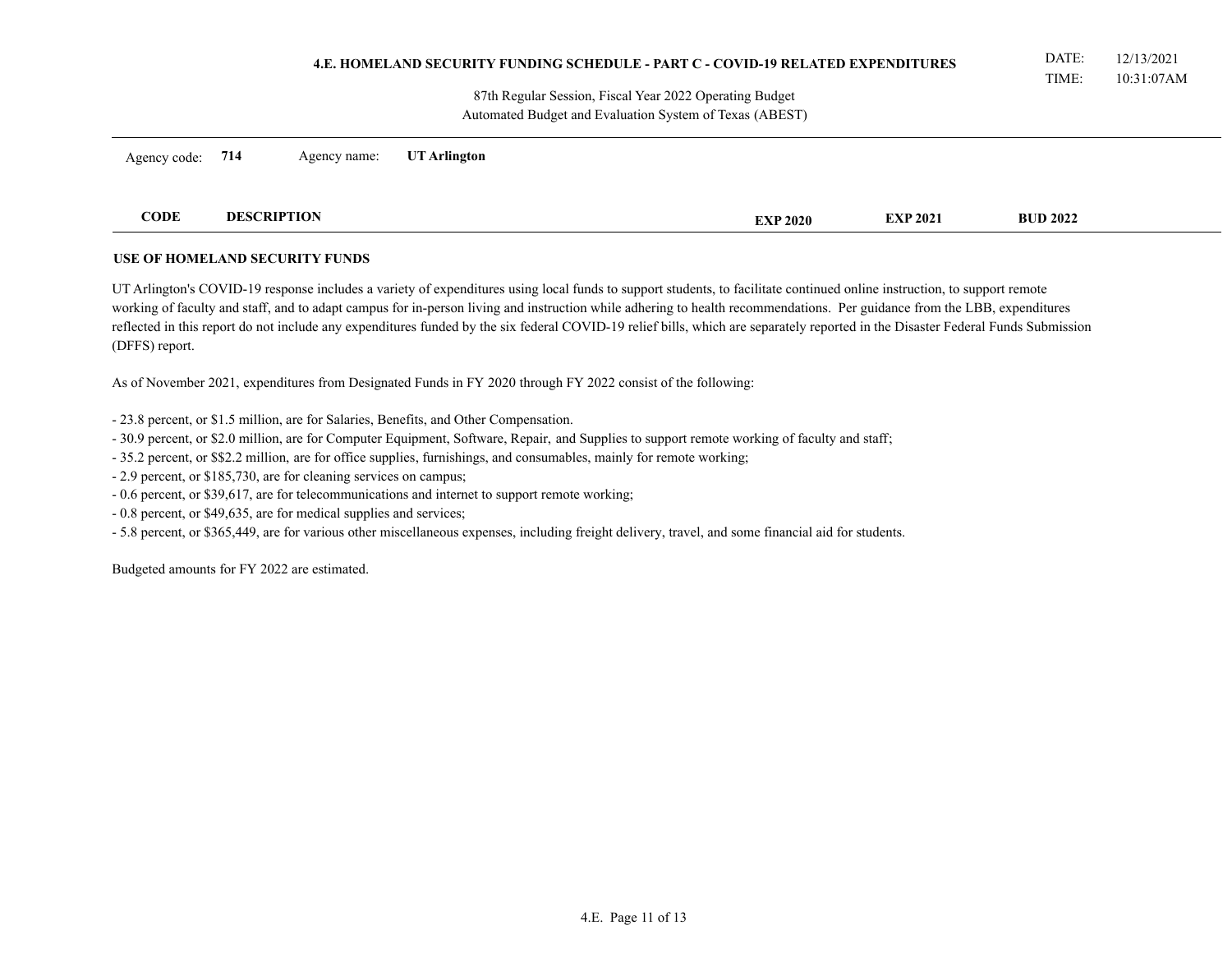# 4.E. HOMELAND SECURITY FUNDING SCHEDULE - PART C - COVID-19 RELATED EXPENDITURES

DATE: 12/13/2021
TIME: 10:31:07AM

87th Regular Session, Fiscal Year 2022 Operating Budget
Automated Budget and Evaluation System of Texas (ABEST)

Agency code: **714** Agency name: **UT Arlington**

| CODE | DESCRIPTION | EXP 2020 | EXP 2021 | BUD 2022 |
|---|---|---|---|---|

**USE OF HOMELAND SECURITY FUNDS**

UT Arlington's COVID-19 response includes a variety of expenditures using local funds to support students, to facilitate continued online instruction, to support remote working of faculty and staff, and to adapt campus for in-person living and instruction while adhering to health recommendations. Per guidance from the LBB, expenditures reflected in this report do not include any expenditures funded by the six federal COVID-19 relief bills, which are separately reported in the Disaster Federal Funds Submission (DFFS) report.

As of November 2021, expenditures from Designated Funds in FY 2020 through FY 2022 consist of the following:

- 23.8 percent, or $1.5 million, are for Salaries, Benefits, and Other Compensation.
- 30.9 percent, or $2.0 million, are for Computer Equipment, Software, Repair, and Supplies to support remote working of faculty and staff;
- 35.2 percent, or $$2.2 million, are for office supplies, furnishings, and consumables, mainly for remote working;
- 2.9 percent, or $185,730, are for cleaning services on campus;
- 0.6 percent, or $39,617, are for telecommunications and internet to support remote working;
- 0.8 percent, or $49,635, are for medical supplies and services;
- 5.8 percent, or $365,449, are for various other miscellaneous expenses, including freight delivery, travel, and some financial aid for students.

Budgeted amounts for FY 2022 are estimated.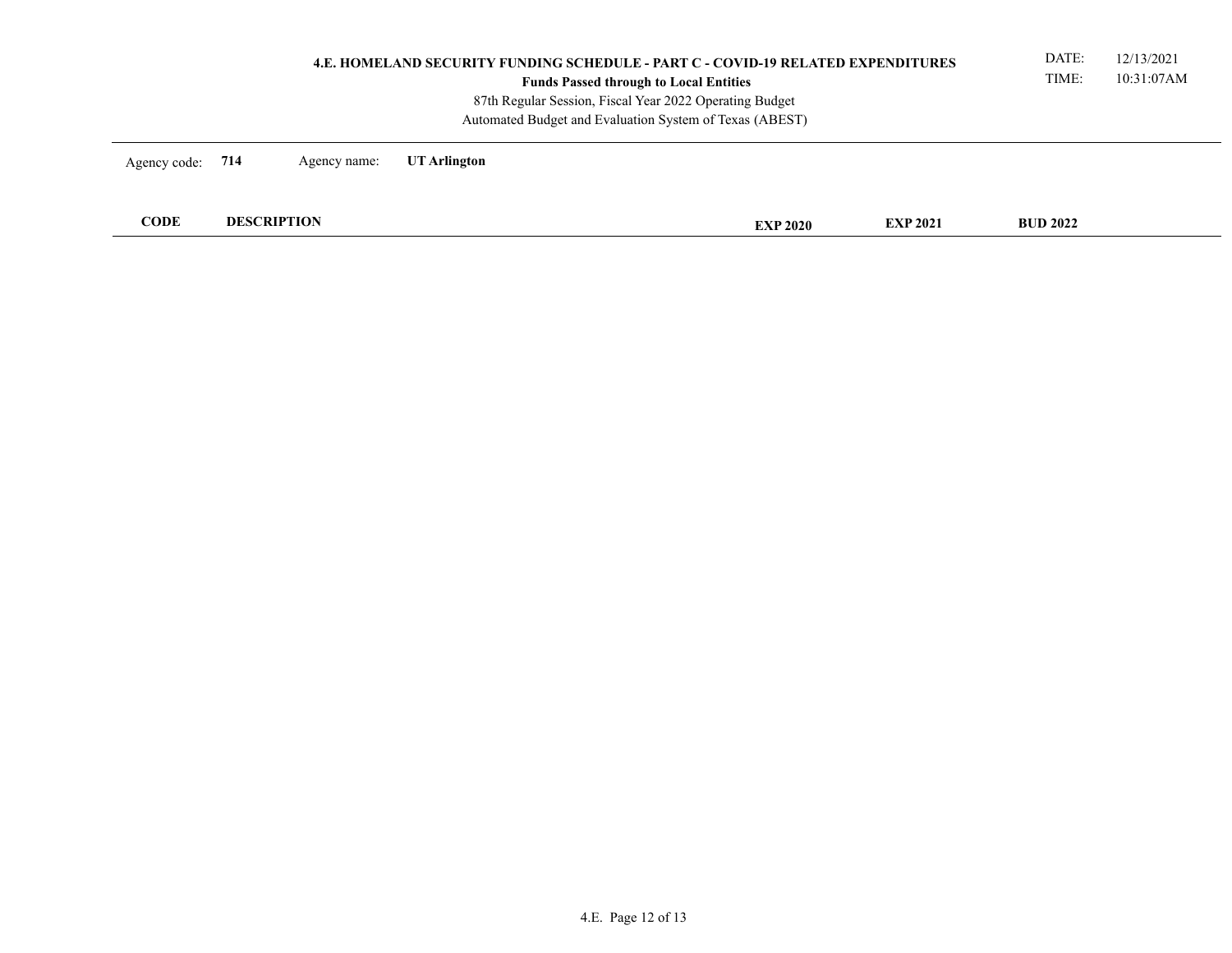# 4.E. HOMELAND SECURITY FUNDING SCHEDULE - PART C - COVID-19 RELATED EXPENDITURES

**Funds Passed through to Local Entities**

87th Regular Session, Fiscal Year 2022 Operating Budget

Automated Budget and Evaluation System of Texas (ABEST)

DATE: 12/13/2021

TIME: 10:31:07AM

Agency code: **714** Agency name: **UT Arlington**

| CODE | DESCRIPTION | EXP 2020 | EXP 2021 | BUD 2022 |
|---|---|---|---|---|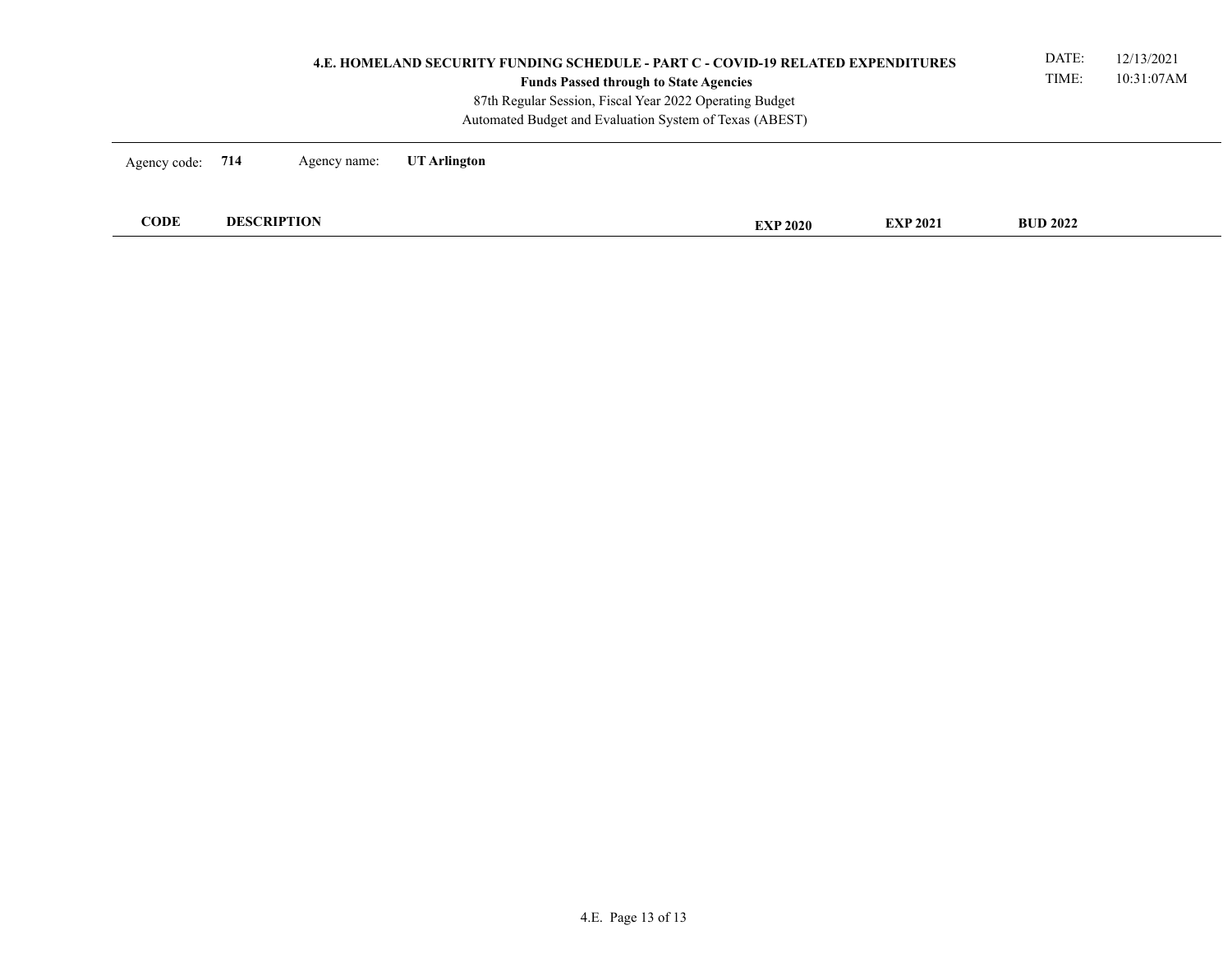# 4.E. HOMELAND SECURITY FUNDING SCHEDULE - PART C - COVID-19 RELATED EXPENDITURES

**Funds Passed through to State Agencies**

87th Regular Session, Fiscal Year 2022 Operating Budget

Automated Budget and Evaluation System of Texas (ABEST)

DATE: 12/13/2021

TIME: 10:31:07AM

Agency code: **714** Agency name: **UT Arlington**

| CODE | DESCRIPTION | EXP 2020 | EXP 2021 | BUD 2022 |
|---|---|---|---|---|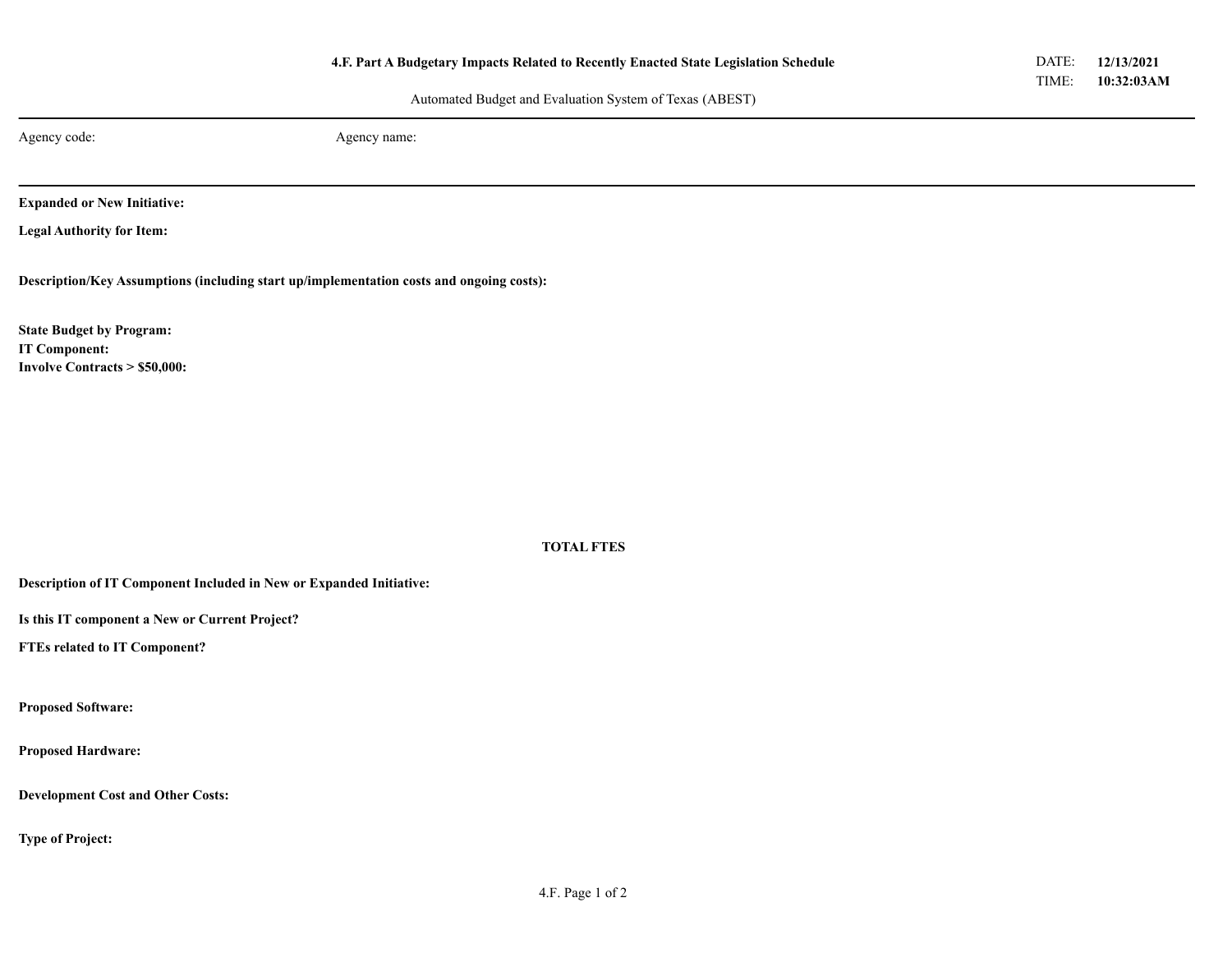# 4.F. Part A Budgetary Impacts Related to Recently Enacted State Legislation Schedule

DATE: **12/13/2021**
TIME: **10:32:03AM**

Automated Budget and Evaluation System of Texas (ABEST)

Agency code: Agency name:

**Expanded or New Initiative:**

**Legal Authority for Item:**

**Description/Key Assumptions (including start up/implementation costs and ongoing costs):**

**State Budget by Program:**

**IT Component:**

**Involve Contracts > $50,000:**

**TOTAL FTES**

**Description of IT Component Included in New or Expanded Initiative:**

**Is this IT component a New or Current Project?**

**FTEs related to IT Component?**

**Proposed Software:**

**Proposed Hardware:**

**Development Cost and Other Costs:**

**Type of Project:**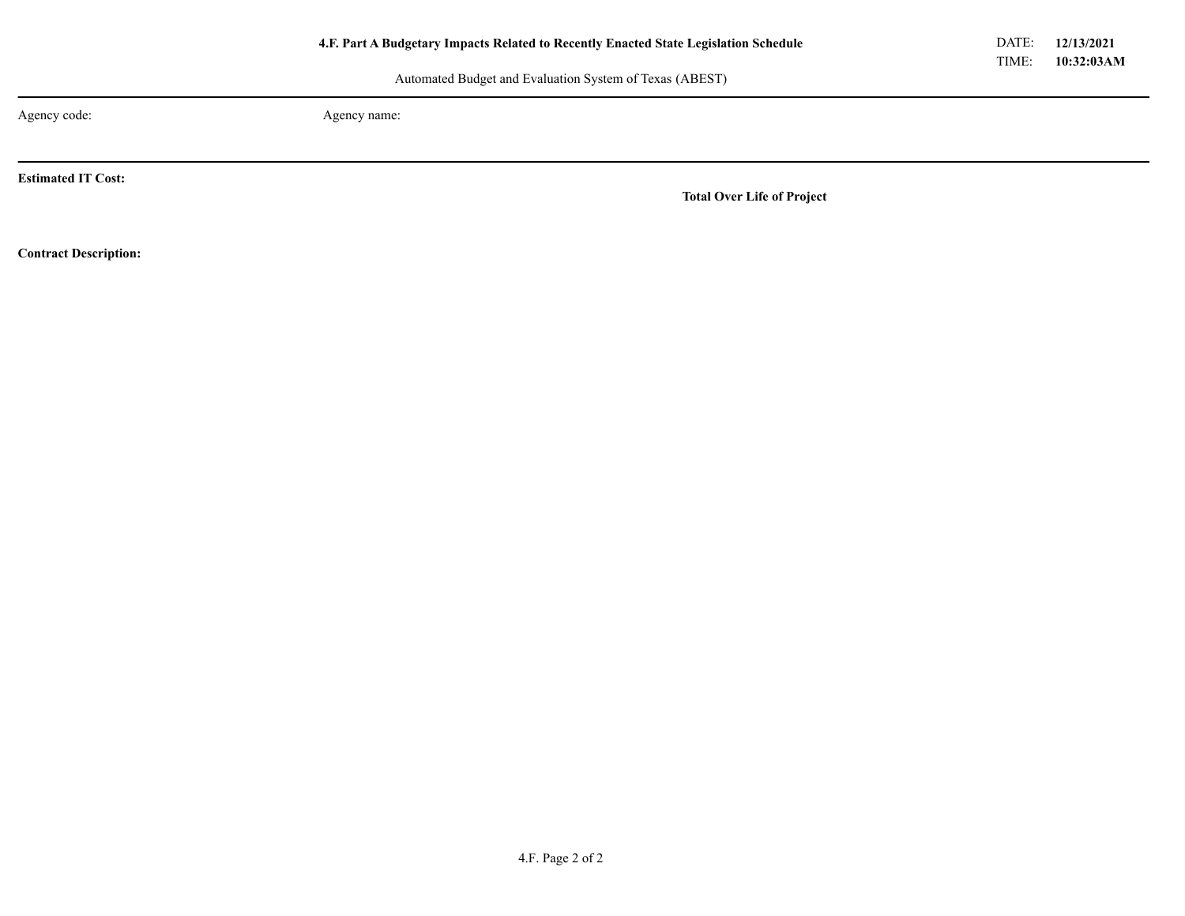**4.F. Part A Budgetary Impacts Related to Recently Enacted State Legislation Schedule**

Automated Budget and Evaluation System of Texas (ABEST)

DATE: **12/13/2021**
TIME: **10:32:03AM**

Agency code: Agency name:

**Estimated IT Cost:**

**Total Over Life of Project**

**Contract Description:**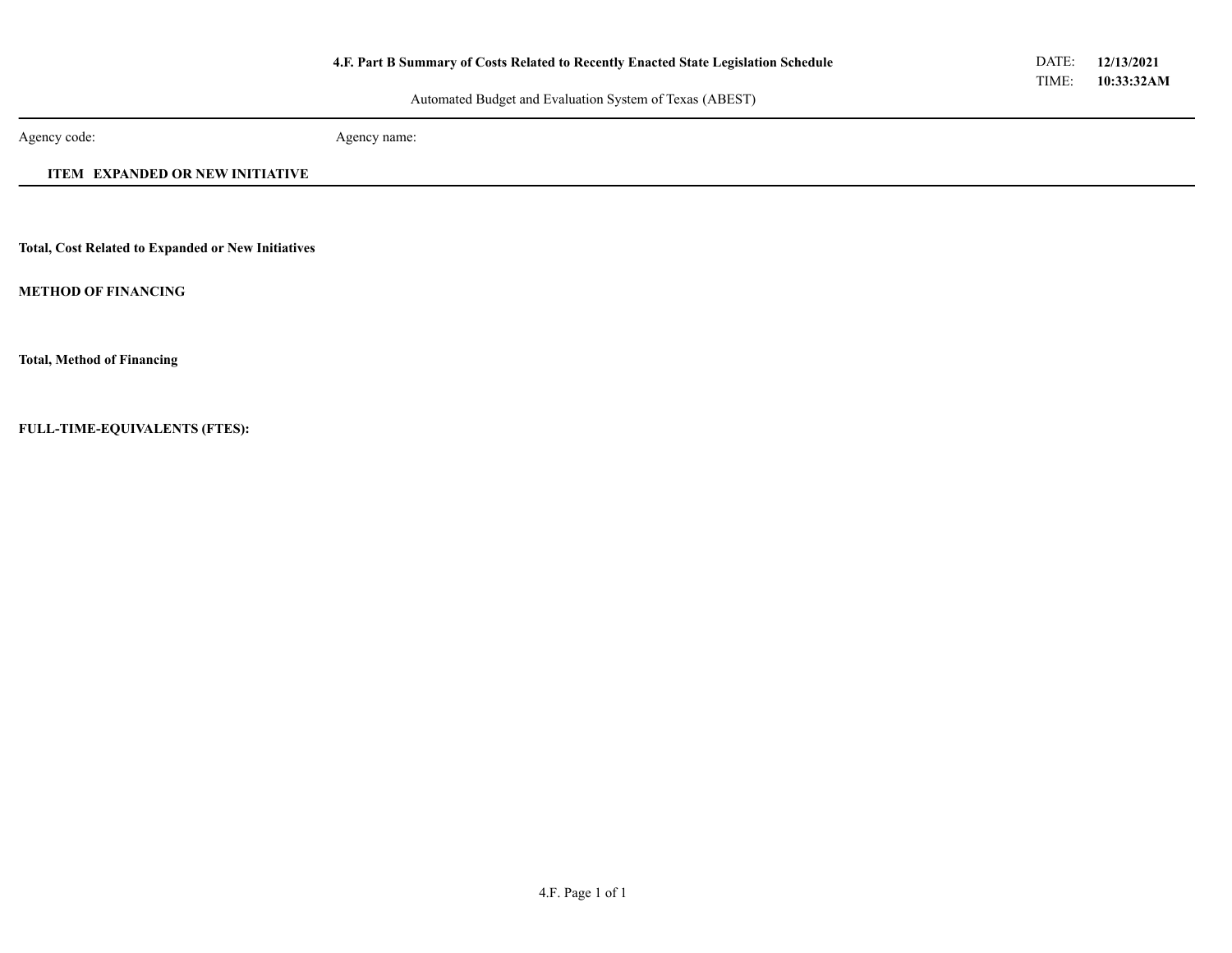**4.F. Part B Summary of Costs Related to Recently Enacted State Legislation Schedule**

DATE: **12/13/2021**
TIME: **10:33:32AM**

Automated Budget and Evaluation System of Texas (ABEST)

Agency code: Agency name:

**ITEM EXPANDED OR NEW INITIATIVE**

**Total, Cost Related to Expanded or New Initiatives**

**METHOD OF FINANCING**

**Total, Method of Financing**

**FULL-TIME-EQUIVALENTS (FTES):**